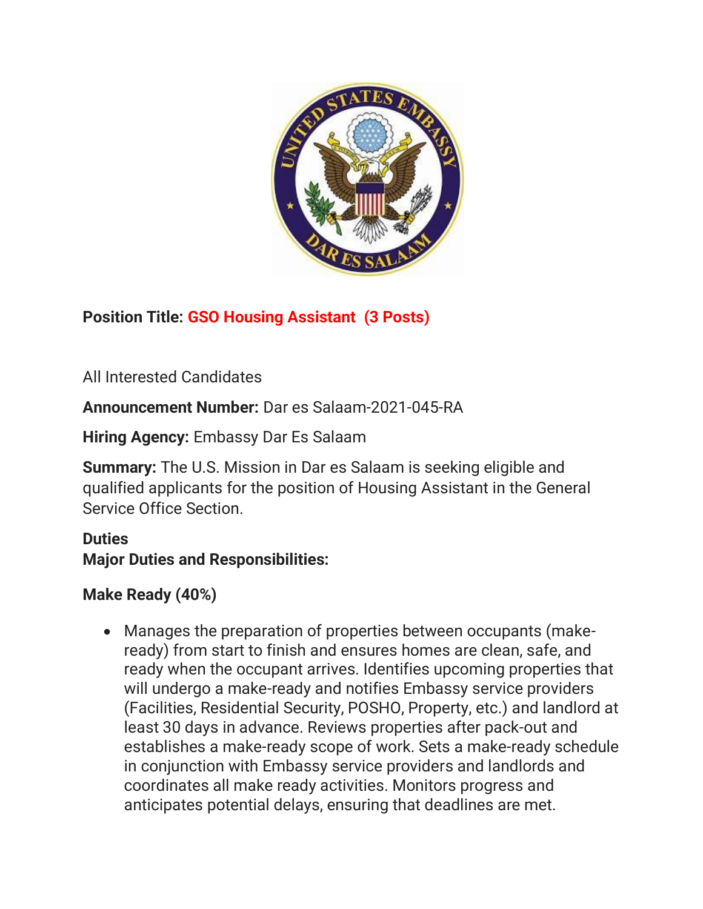**Position Title: GSO Housing Assistant (3 Posts)**

All Interested Candidates

**Announcement Number:** Dar es Salaam-2021-045-RA

**Hiring Agency:** Embassy Dar Es Salaam

**Summary:** The U.S. Mission in Dar es Salaam is seeking eligible and qualified applicants for the position of Housing Assistant in the General Service Office Section.

**Duties**

**Major Duties and Responsibilities:**

**Make Ready (40%)**

- Manages the preparation of properties between occupants (make-ready) from start to finish and ensures homes are clean, safe, and ready when the occupant arrives. Identifies upcoming properties that will undergo a make-ready and notifies Embassy service providers (Facilities, Residential Security, POSHO, Property, etc.) and landlord at least 30 days in advance. Reviews properties after pack-out and establishes a make-ready scope of work. Sets a make-ready schedule in conjunction with Embassy service providers and landlords and coordinates all make ready activities. Monitors progress and anticipates potential delays, ensuring that deadlines are met.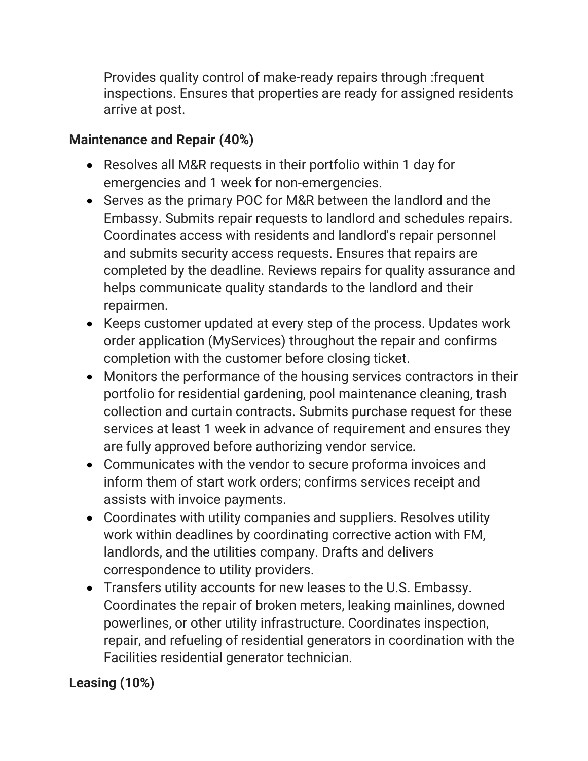Provides quality control of make-ready repairs through :frequent inspections. Ensures that properties are ready for assigned residents arrive at post.

**Maintenance and Repair (40%)**

- Resolves all M&R requests in their portfolio within 1 day for emergencies and 1 week for non-emergencies.
- Serves as the primary POC for M&R between the landlord and the Embassy. Submits repair requests to landlord and schedules repairs. Coordinates access with residents and landlord's repair personnel and submits security access requests. Ensures that repairs are completed by the deadline. Reviews repairs for quality assurance and helps communicate quality standards to the landlord and their repairmen.
- Keeps customer updated at every step of the process. Updates work order application (MyServices) throughout the repair and confirms completion with the customer before closing ticket.
- Monitors the performance of the housing services contractors in their portfolio for residential gardening, pool maintenance cleaning, trash collection and curtain contracts. Submits purchase request for these services at least 1 week in advance of requirement and ensures they are fully approved before authorizing vendor service.
- Communicates with the vendor to secure proforma invoices and inform them of start work orders; confirms services receipt and assists with invoice payments.
- Coordinates with utility companies and suppliers. Resolves utility work within deadlines by coordinating corrective action with FM, landlords, and the utilities company. Drafts and delivers correspondence to utility providers.
- Transfers utility accounts for new leases to the U.S. Embassy. Coordinates the repair of broken meters, leaking mainlines, downed powerlines, or other utility infrastructure. Coordinates inspection, repair, and refueling of residential generators in coordination with the Facilities residential generator technician.

**Leasing (10%)**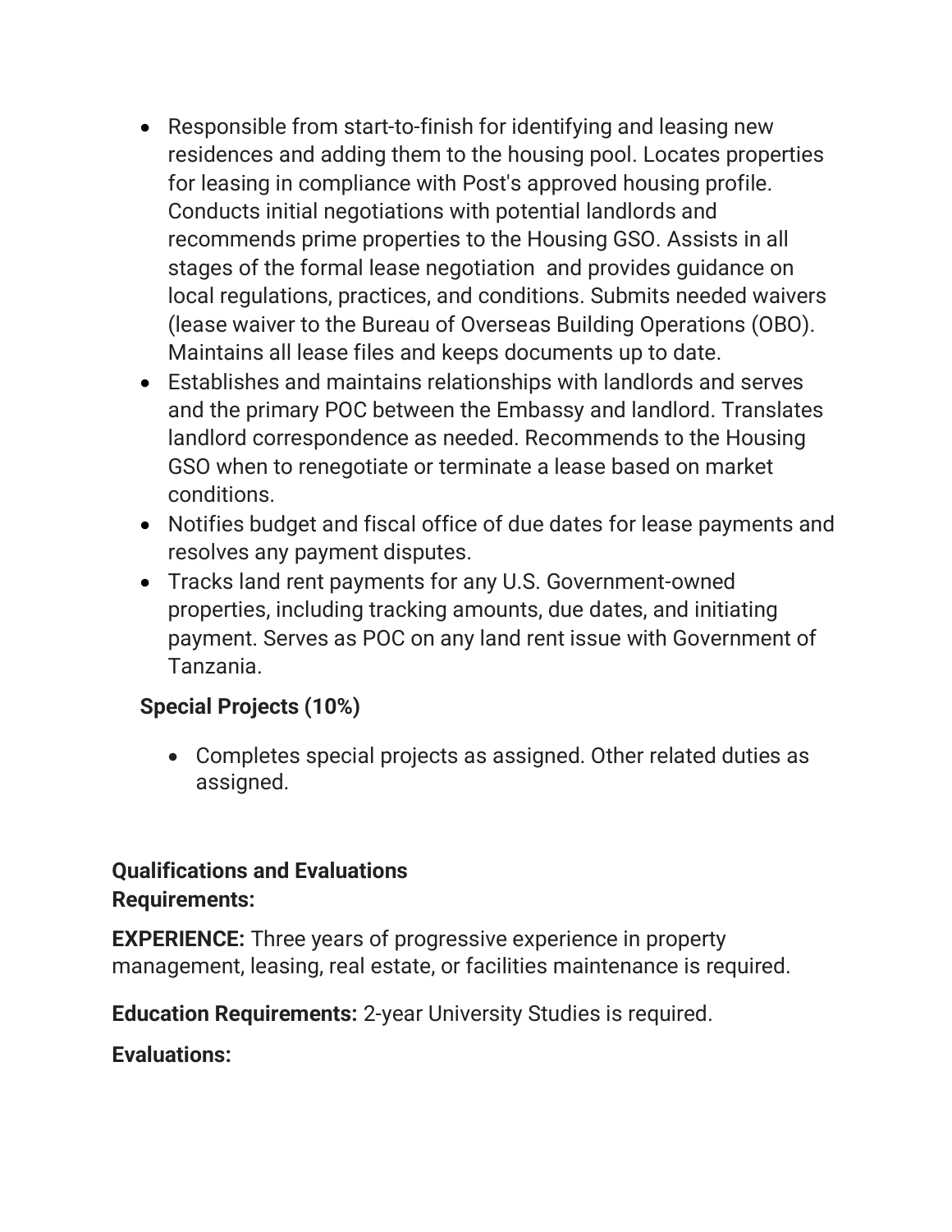- Responsible from start-to-finish for identifying and leasing new residences and adding them to the housing pool. Locates properties for leasing in compliance with Post's approved housing profile. Conducts initial negotiations with potential landlords and recommends prime properties to the Housing GSO. Assists in all stages of the formal lease negotiation and provides guidance on local regulations, practices, and conditions. Submits needed waivers (lease waiver to the Bureau of Overseas Building Operations (OBO). Maintains all lease files and keeps documents up to date.
- Establishes and maintains relationships with landlords and serves and the primary POC between the Embassy and landlord. Translates landlord correspondence as needed. Recommends to the Housing GSO when to renegotiate or terminate a lease based on market conditions.
- Notifies budget and fiscal office of due dates for lease payments and resolves any payment disputes.
- Tracks land rent payments for any U.S. Government-owned properties, including tracking amounts, due dates, and initiating payment. Serves as POC on any land rent issue with Government of Tanzania.

**Special Projects (10%)**

- Completes special projects as assigned. Other related duties as assigned.

**Qualifications and Evaluations**
**Requirements:**

**EXPERIENCE:** Three years of progressive experience in property management, leasing, real estate, or facilities maintenance is required.

**Education Requirements:** 2-year University Studies is required.

**Evaluations:**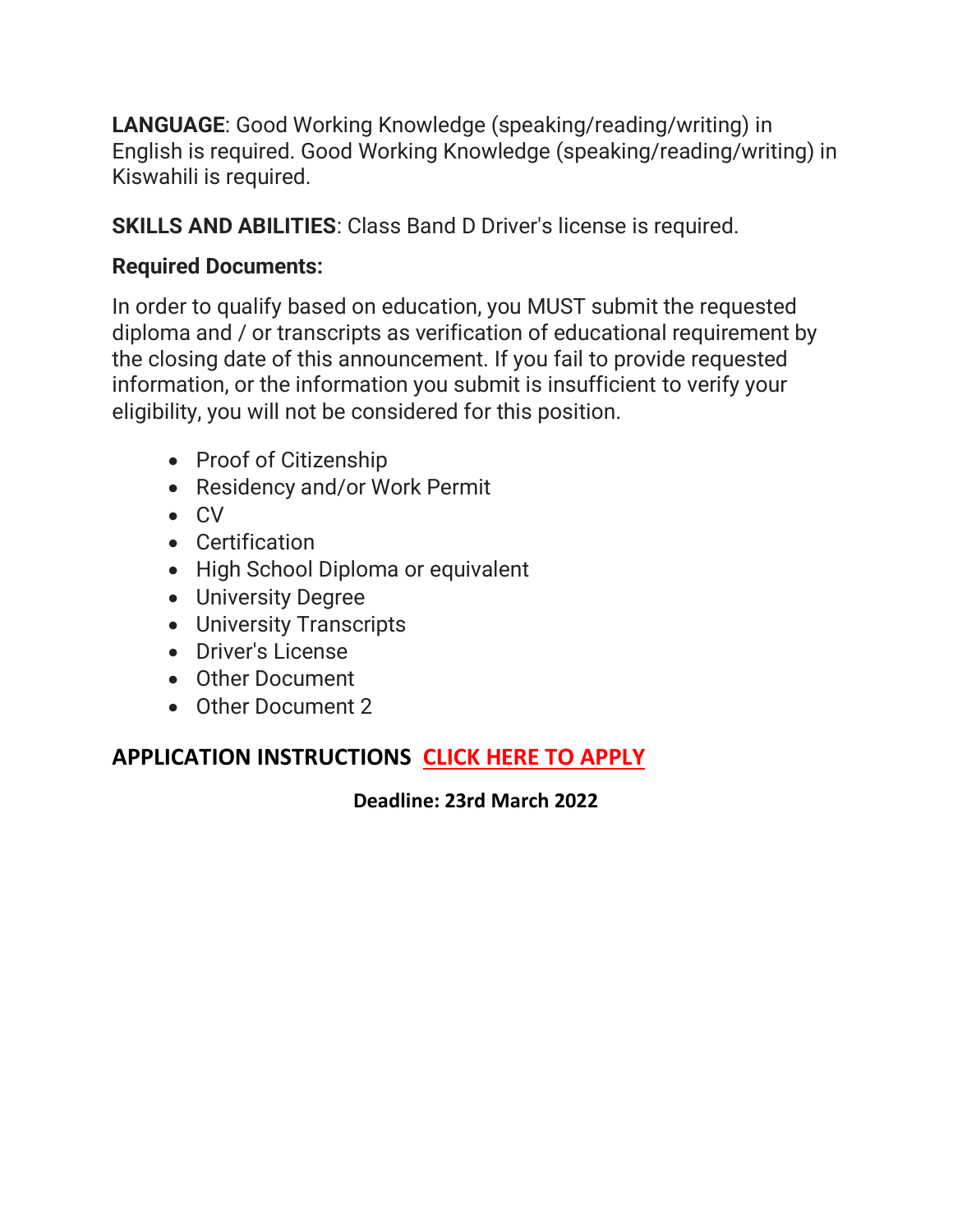**LANGUAGE**: Good Working Knowledge (speaking/reading/writing) in English is required. Good Working Knowledge (speaking/reading/writing) in Kiswahili is required.

**SKILLS AND ABILITIES**: Class Band D Driver's license is required.

**Required Documents:**

In order to qualify based on education, you MUST submit the requested diploma and / or transcripts as verification of educational requirement by the closing date of this announcement. If you fail to provide requested information, or the information you submit is insufficient to verify your eligibility, you will not be considered for this position.

- Proof of Citizenship
- Residency and/or Work Permit
- CV
- Certification
- High School Diploma or equivalent
- University Degree
- University Transcripts
- Driver's License
- Other Document
- Other Document 2

## APPLICATION INSTRUCTIONS CLICK HERE TO APPLY

**Deadline: 23rd March 2022**